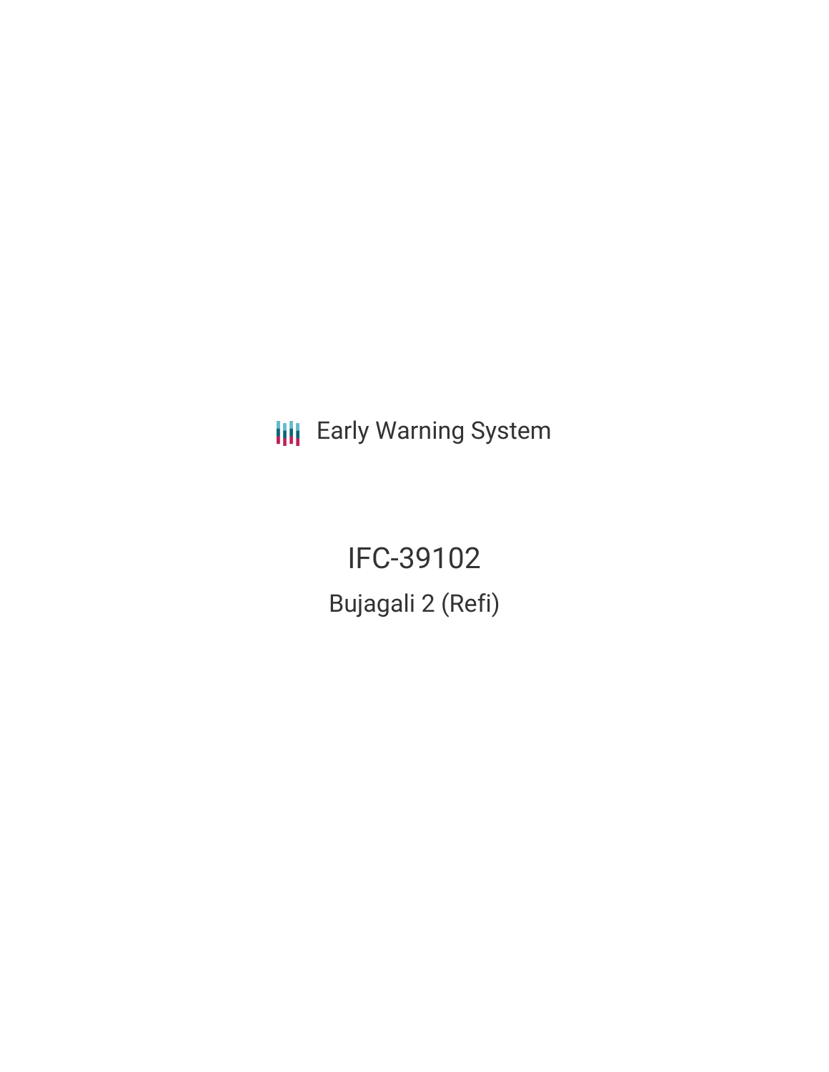Early Warning System

# IFC-39102

## Bujagali 2 (Refi)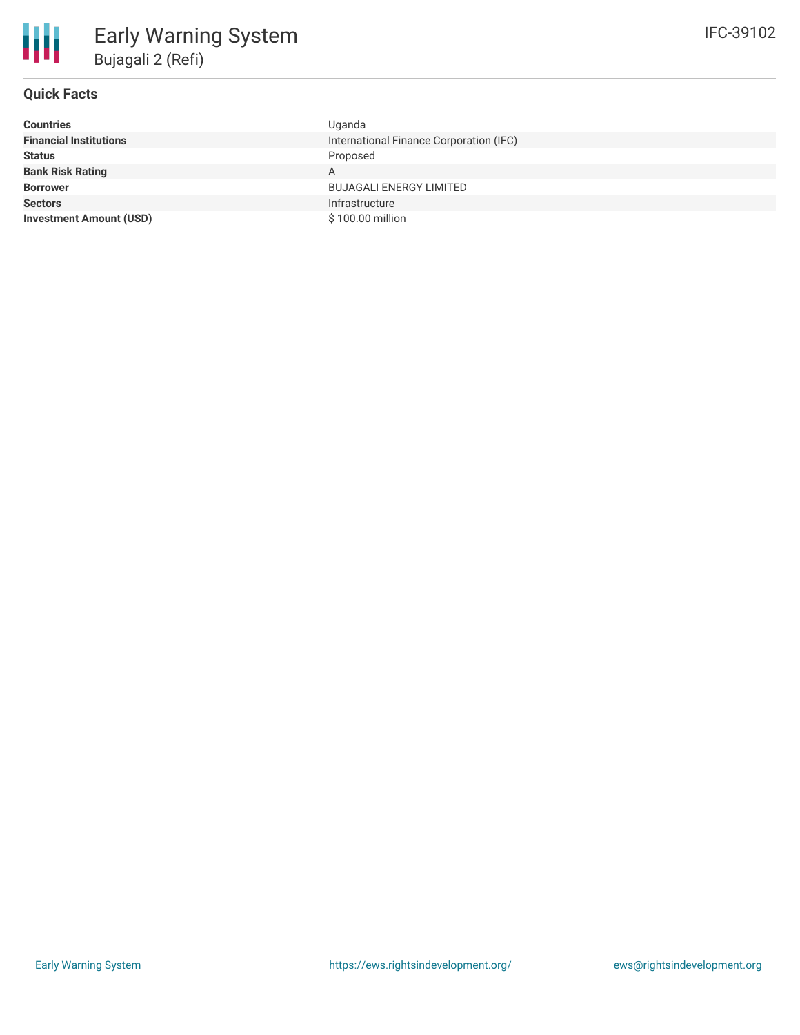# Early Warning System

## Bujagali 2 (Refi)

IFC-39102

### Quick Facts

| | |
|---|---|
| **Countries** | Uganda |
| **Financial Institutions** | International Finance Corporation (IFC) |
| **Status** | Proposed |
| **Bank Risk Rating** | A |
| **Borrower** | BUJAGALI ENERGY LIMITED |
| **Sectors** | Infrastructure |
| **Investment Amount (USD)** | $ 100.00 million |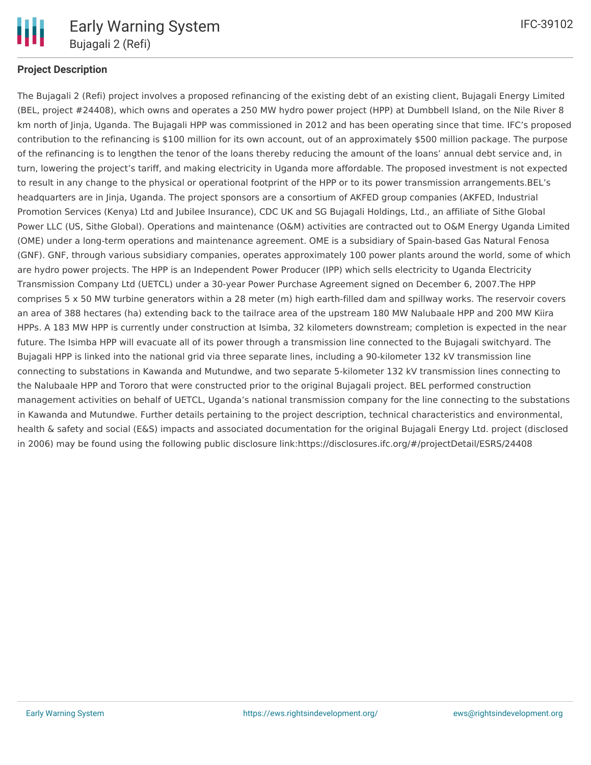## Project Description

The Bujagali 2 (Refi) project involves a proposed refinancing of the existing debt of an existing client, Bujagali Energy Limited (BEL, project #24408), which owns and operates a 250 MW hydro power project (HPP) at Dumbbell Island, on the Nile River 8 km north of Jinja, Uganda. The Bujagali HPP was commissioned in 2012 and has been operating since that time. IFC's proposed contribution to the refinancing is $100 million for its own account, out of an approximately $500 million package. The purpose of the refinancing is to lengthen the tenor of the loans thereby reducing the amount of the loans' annual debt service and, in turn, lowering the project's tariff, and making electricity in Uganda more affordable. The proposed investment is not expected to result in any change to the physical or operational footprint of the HPP or to its power transmission arrangements.BEL's headquarters are in Jinja, Uganda. The project sponsors are a consortium of AKFED group companies (AKFED, Industrial Promotion Services (Kenya) Ltd and Jubilee Insurance), CDC UK and SG Bujagali Holdings, Ltd., an affiliate of Sithe Global Power LLC (US, Sithe Global). Operations and maintenance (O&M) activities are contracted out to O&M Energy Uganda Limited (OME) under a long-term operations and maintenance agreement. OME is a subsidiary of Spain-based Gas Natural Fenosa (GNF). GNF, through various subsidiary companies, operates approximately 100 power plants around the world, some of which are hydro power projects. The HPP is an Independent Power Producer (IPP) which sells electricity to Uganda Electricity Transmission Company Ltd (UETCL) under a 30-year Power Purchase Agreement signed on December 6, 2007.The HPP comprises 5 x 50 MW turbine generators within a 28 meter (m) high earth-filled dam and spillway works. The reservoir covers an area of 388 hectares (ha) extending back to the tailrace area of the upstream 180 MW Nalubaale HPP and 200 MW Kiira HPPs. A 183 MW HPP is currently under construction at Isimba, 32 kilometers downstream; completion is expected in the near future. The Isimba HPP will evacuate all of its power through a transmission line connected to the Bujagali switchyard. The Bujagali HPP is linked into the national grid via three separate lines, including a 90-kilometer 132 kV transmission line connecting to substations in Kawanda and Mutundwe, and two separate 5-kilometer 132 kV transmission lines connecting to the Nalubaale HPP and Tororo that were constructed prior to the original Bujagali project. BEL performed construction management activities on behalf of UETCL, Uganda's national transmission company for the line connecting to the substations in Kawanda and Mutundwe. Further details pertaining to the project description, technical characteristics and environmental, health & safety and social (E&S) impacts and associated documentation for the original Bujagali Energy Ltd. project (disclosed in 2006) may be found using the following public disclosure link:https://disclosures.ifc.org/#/projectDetail/ESRS/24408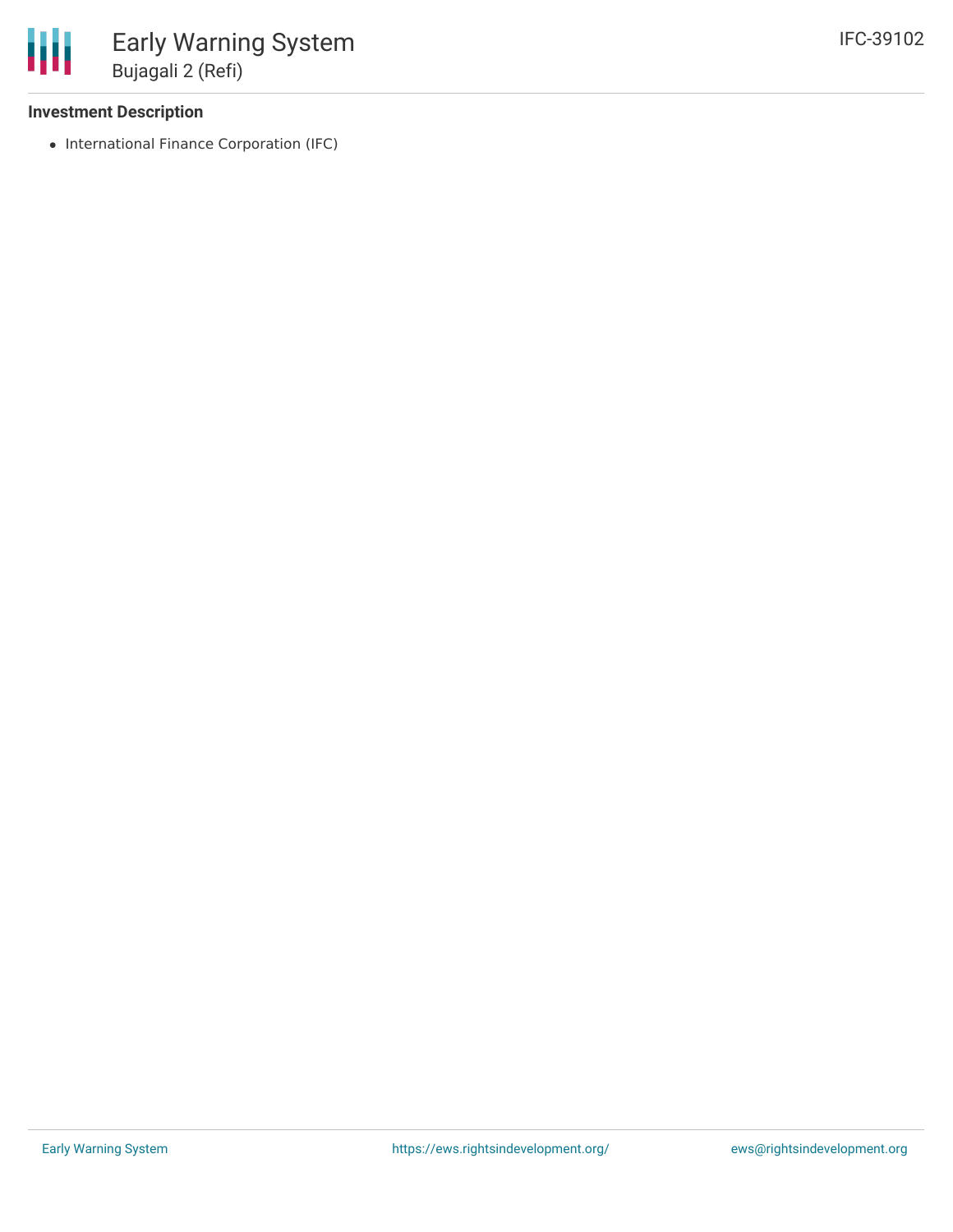### Investment Description

- International Finance Corporation (IFC)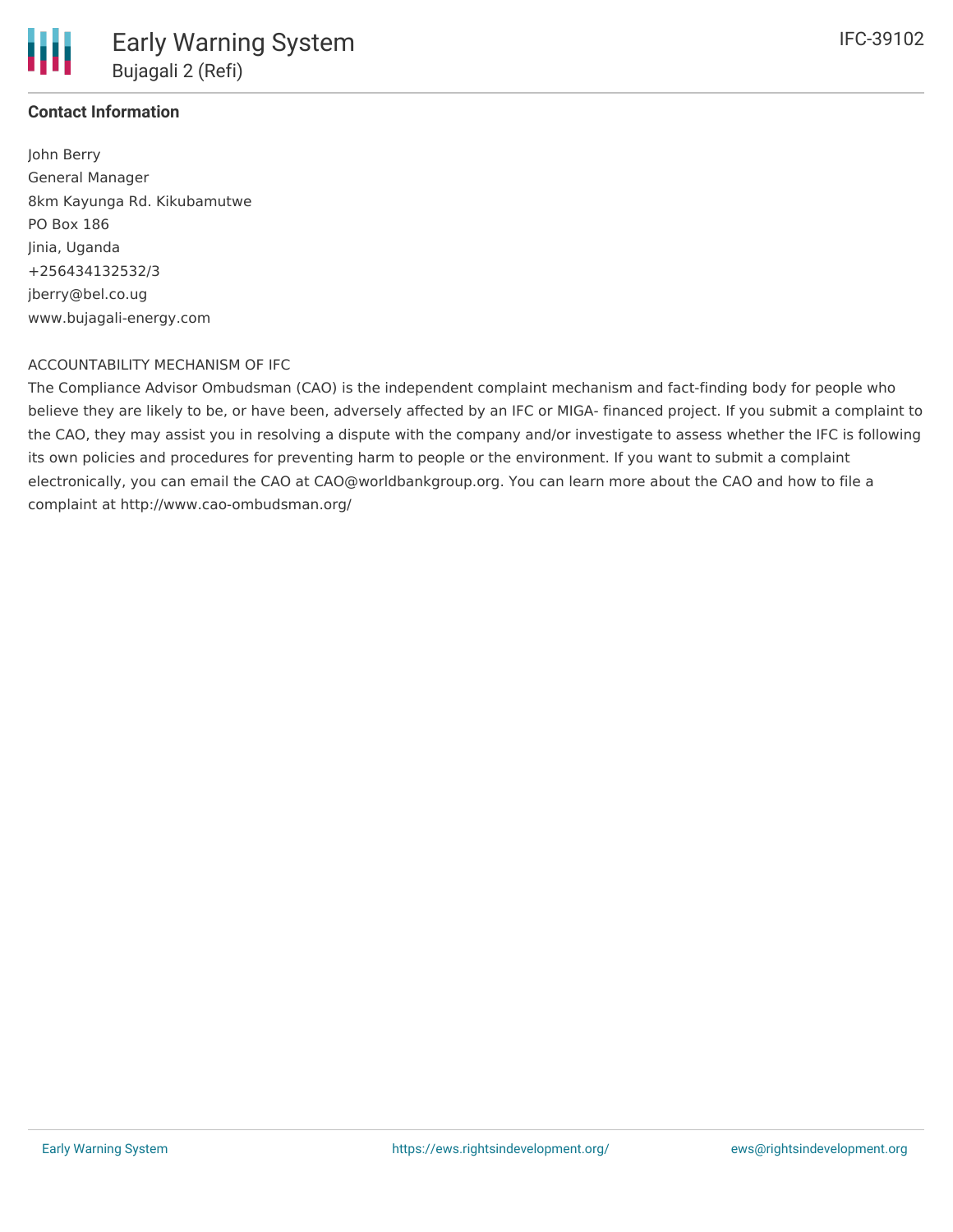**Contact Information**

John Berry
General Manager
8km Kayunga Rd. Kikubamutwe
PO Box 186
Jinia, Uganda
+256434132532/3
jberry@bel.co.ug
www.bujagali-energy.com

ACCOUNTABILITY MECHANISM OF IFC

The Compliance Advisor Ombudsman (CAO) is the independent complaint mechanism and fact-finding body for people who believe they are likely to be, or have been, adversely affected by an IFC or MIGA- financed project. If you submit a complaint to the CAO, they may assist you in resolving a dispute with the company and/or investigate to assess whether the IFC is following its own policies and procedures for preventing harm to people or the environment. If you want to submit a complaint electronically, you can email the CAO at CAO@worldbankgroup.org. You can learn more about the CAO and how to file a complaint at http://www.cao-ombudsman.org/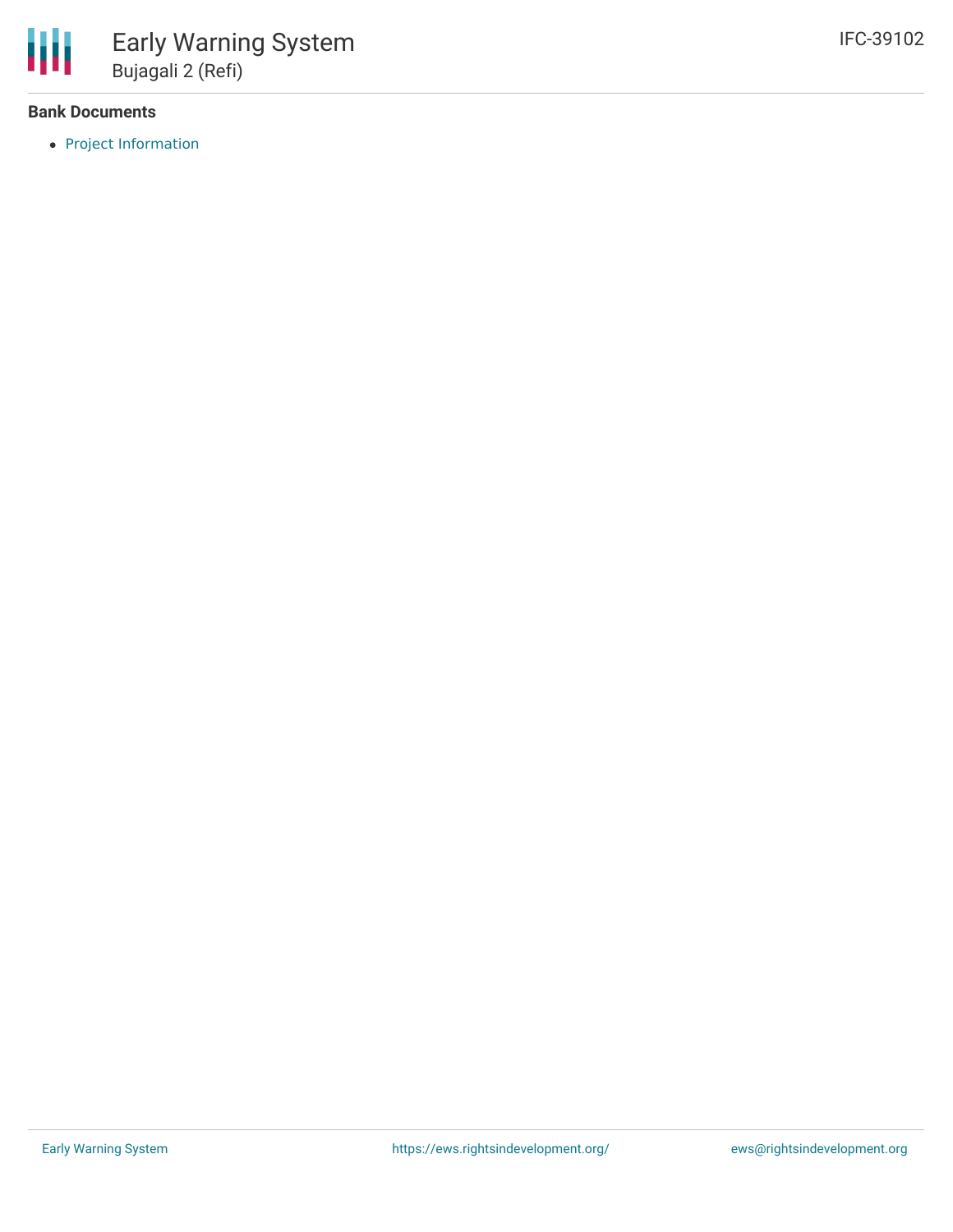**Bank Documents**

- Project Information